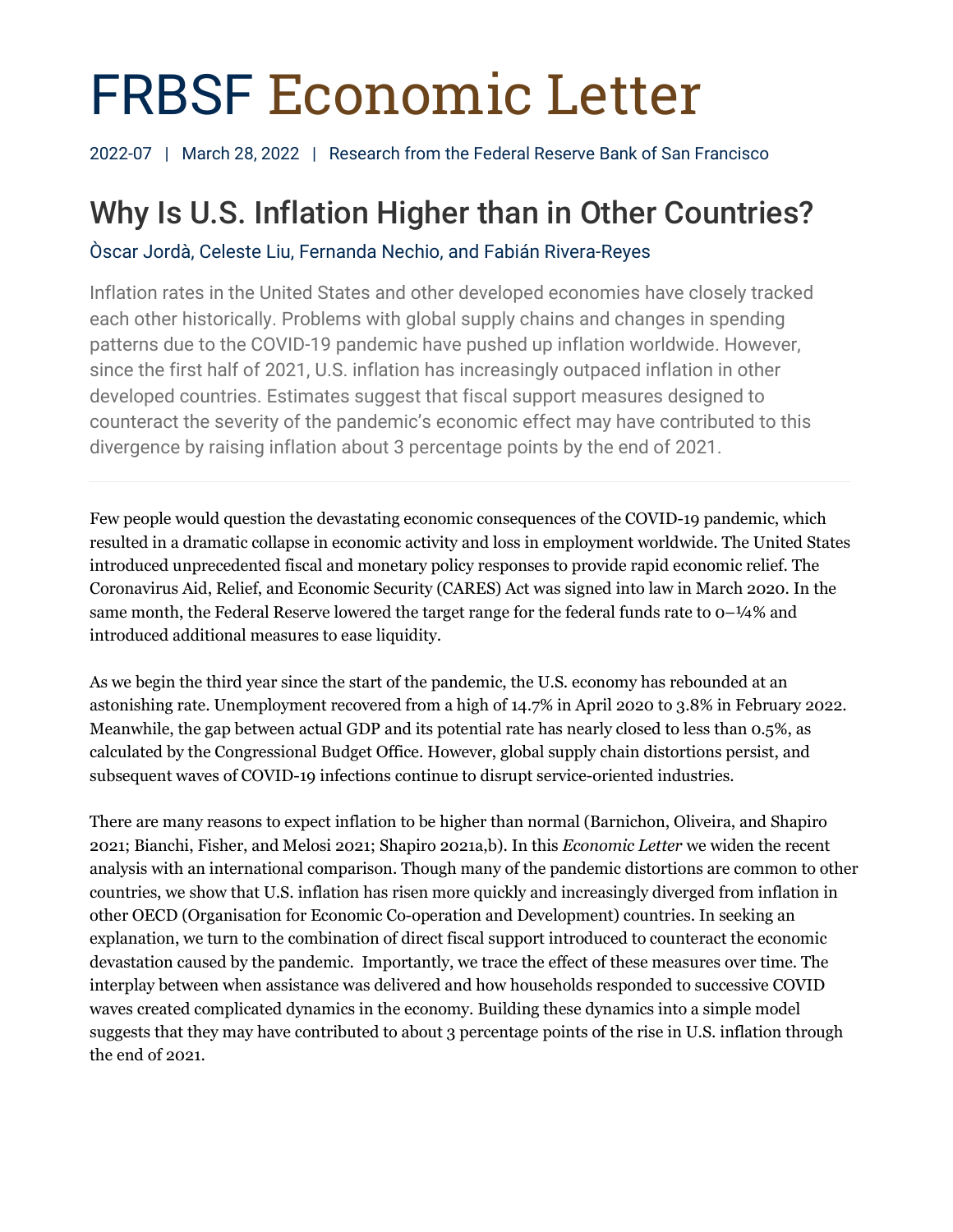# FRBSF Economic Letter

2022-07 | March 28, 2022 | Research from the Federal Reserve Bank of San Francisco

## Why Is U.S. Inflation Higher than in Other Countries?

Òscar Jordà, Celeste Liu, Fernanda Nechio, and Fabián Rivera-Reyes

Inflation rates in the United States and other developed economies have closely tracked each other historically. Problems with global supply chains and changes in spending patterns due to the COVID-19 pandemic have pushed up inflation worldwide. However, since the first half of 2021, U.S. inflation has increasingly outpaced inflation in other developed countries. Estimates suggest that fiscal support measures designed to counteract the severity of the pandemic's economic effect may have contributed to this divergence by raising inflation about 3 percentage points by the end of 2021.

---

Few people would question the devastating economic consequences of the COVID-19 pandemic, which resulted in a dramatic collapse in economic activity and loss in employment worldwide. The United States introduced unprecedented fiscal and monetary policy responses to provide rapid economic relief. The Coronavirus Aid, Relief, and Economic Security (CARES) Act was signed into law in March 2020. In the same month, the Federal Reserve lowered the target range for the federal funds rate to 0–¼% and introduced additional measures to ease liquidity.

As we begin the third year since the start of the pandemic, the U.S. economy has rebounded at an astonishing rate. Unemployment recovered from a high of 14.7% in April 2020 to 3.8% in February 2022. Meanwhile, the gap between actual GDP and its potential rate has nearly closed to less than 0.5%, as calculated by the Congressional Budget Office. However, global supply chain distortions persist, and subsequent waves of COVID-19 infections continue to disrupt service-oriented industries.

There are many reasons to expect inflation to be higher than normal (Barnichon, Oliveira, and Shapiro 2021; Bianchi, Fisher, and Melosi 2021; Shapiro 2021a,b). In this *Economic Letter* we widen the recent analysis with an international comparison. Though many of the pandemic distortions are common to other countries, we show that U.S. inflation has risen more quickly and increasingly diverged from inflation in other OECD (Organisation for Economic Co-operation and Development) countries. In seeking an explanation, we turn to the combination of direct fiscal support introduced to counteract the economic devastation caused by the pandemic. Importantly, we trace the effect of these measures over time. The interplay between when assistance was delivered and how households responded to successive COVID waves created complicated dynamics in the economy. Building these dynamics into a simple model suggests that they may have contributed to about 3 percentage points of the rise in U.S. inflation through the end of 2021.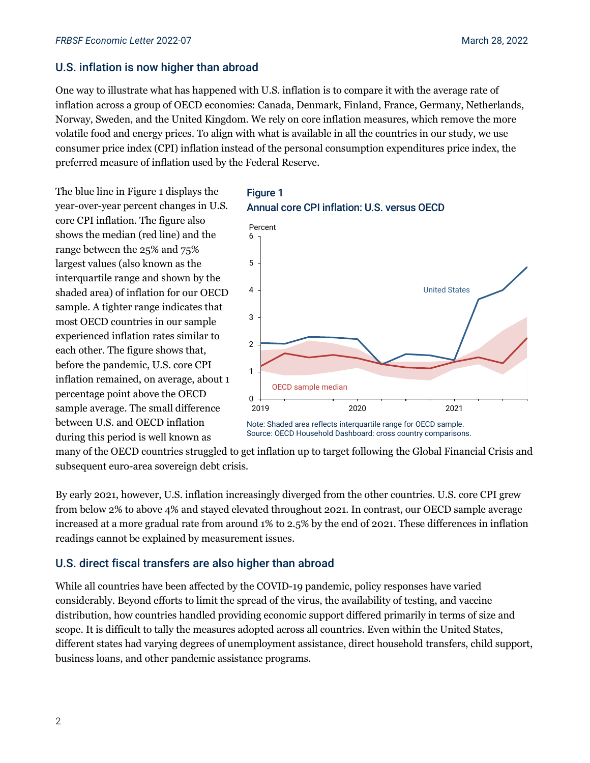## U.S. inflation is now higher than abroad

One way to illustrate what has happened with U.S. inflation is to compare it with the average rate of inflation across a group of OECD economies: Canada, Denmark, Finland, France, Germany, Netherlands, Norway, Sweden, and the United Kingdom. We rely on core inflation measures, which remove the more volatile food and energy prices. To align with what is available in all the countries in our study, we use consumer price index (CPI) inflation instead of the personal consumption expenditures price index, the preferred measure of inflation used by the Federal Reserve.

The blue line in Figure 1 displays the year-over-year percent changes in U.S. core CPI inflation. The figure also shows the median (red line) and the range between the 25% and 75% largest values (also known as the interquartile range and shown by the shaded area) of inflation for our OECD sample. A tighter range indicates that most OECD countries in our sample experienced inflation rates similar to each other. The figure shows that, before the pandemic, U.S. core CPI inflation remained, on average, about 1 percentage point above the OECD sample average. The small difference between U.S. and OECD inflation during this period is well known as many of the OECD countries struggled to get inflation up to target following the Global Financial Crisis and subsequent euro-area sovereign debt crisis.

**Figure 1**
**Annual core CPI inflation: U.S. versus OECD**

Note: Shaded area reflects interquartile range for OECD sample.
Source: OECD Household Dashboard: cross country comparisons.

By early 2021, however, U.S. inflation increasingly diverged from the other countries. U.S. core CPI grew from below 2% to above 4% and stayed elevated throughout 2021. In contrast, our OECD sample average increased at a more gradual rate from around 1% to 2.5% by the end of 2021. These differences in inflation readings cannot be explained by measurement issues.

## U.S. direct fiscal transfers are also higher than abroad

While all countries have been affected by the COVID-19 pandemic, policy responses have varied considerably. Beyond efforts to limit the spread of the virus, the availability of testing, and vaccine distribution, how countries handled providing economic support differed primarily in terms of size and scope. It is difficult to tally the measures adopted across all countries. Even within the United States, different states had varying degrees of unemployment assistance, direct household transfers, child support, business loans, and other pandemic assistance programs.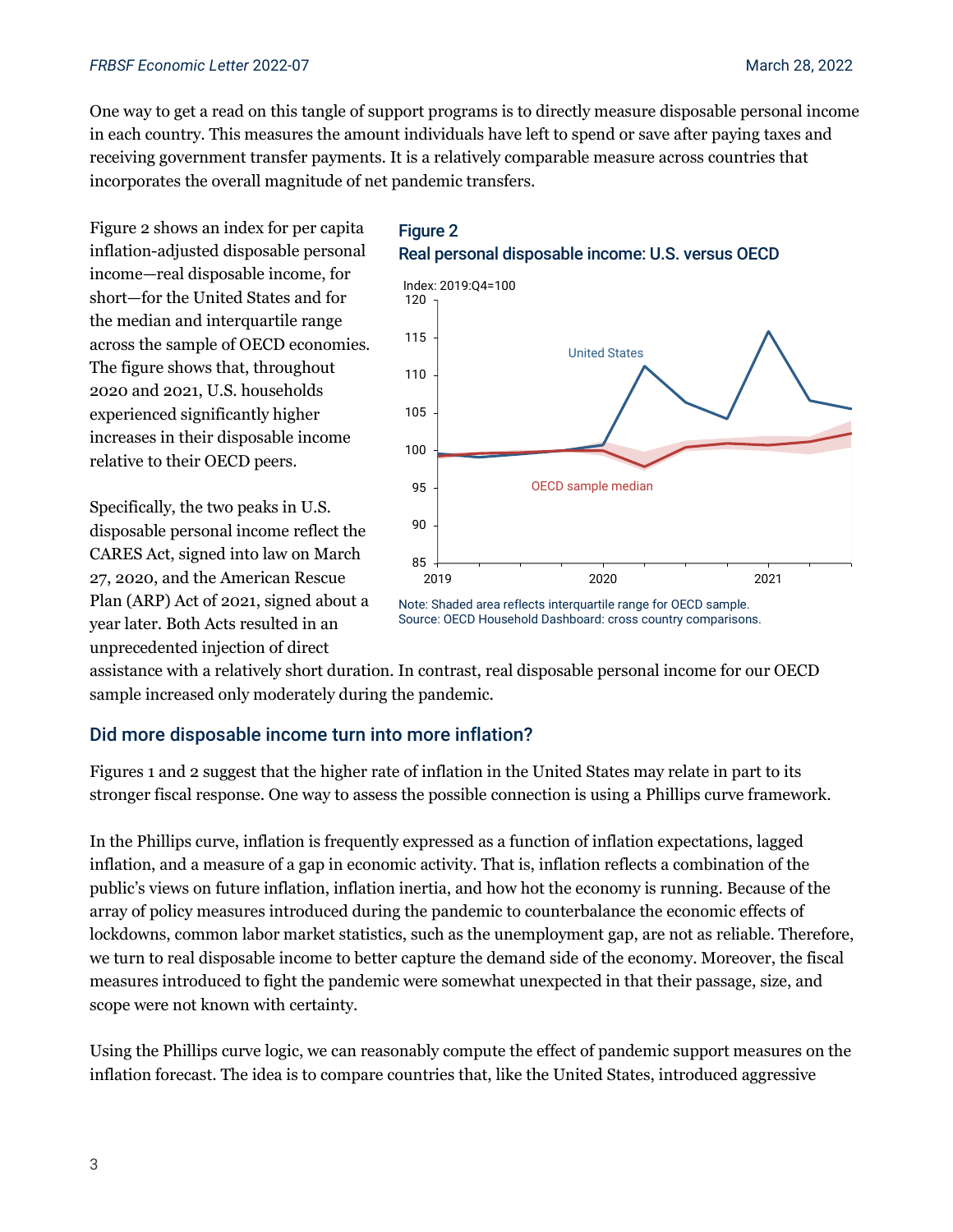One way to get a read on this tangle of support programs is to directly measure disposable personal income in each country. This measures the amount individuals have left to spend or save after paying taxes and receiving government transfer payments. It is a relatively comparable measure across countries that incorporates the overall magnitude of net pandemic transfers.

Figure 2 shows an index for per capita inflation-adjusted disposable personal income—real disposable income, for short—for the United States and for the median and interquartile range across the sample of OECD economies. The figure shows that, throughout 2020 and 2021, U.S. households experienced significantly higher increases in their disposable income relative to their OECD peers.

**Figure 2**
**Real personal disposable income: U.S. versus OECD**

Note: Shaded area reflects interquartile range for OECD sample.
Source: OECD Household Dashboard: cross country comparisons.

Specifically, the two peaks in U.S. disposable personal income reflect the CARES Act, signed into law on March 27, 2020, and the American Rescue Plan (ARP) Act of 2021, signed about a year later. Both Acts resulted in an unprecedented injection of direct assistance with a relatively short duration. In contrast, real disposable personal income for our OECD sample increased only moderately during the pandemic.

## Did more disposable income turn into more inflation?

Figures 1 and 2 suggest that the higher rate of inflation in the United States may relate in part to its stronger fiscal response. One way to assess the possible connection is using a Phillips curve framework.

In the Phillips curve, inflation is frequently expressed as a function of inflation expectations, lagged inflation, and a measure of a gap in economic activity. That is, inflation reflects a combination of the public's views on future inflation, inflation inertia, and how hot the economy is running. Because of the array of policy measures introduced during the pandemic to counterbalance the economic effects of lockdowns, common labor market statistics, such as the unemployment gap, are not as reliable. Therefore, we turn to real disposable income to better capture the demand side of the economy. Moreover, the fiscal measures introduced to fight the pandemic were somewhat unexpected in that their passage, size, and scope were not known with certainty.

Using the Phillips curve logic, we can reasonably compute the effect of pandemic support measures on the inflation forecast. The idea is to compare countries that, like the United States, introduced aggressive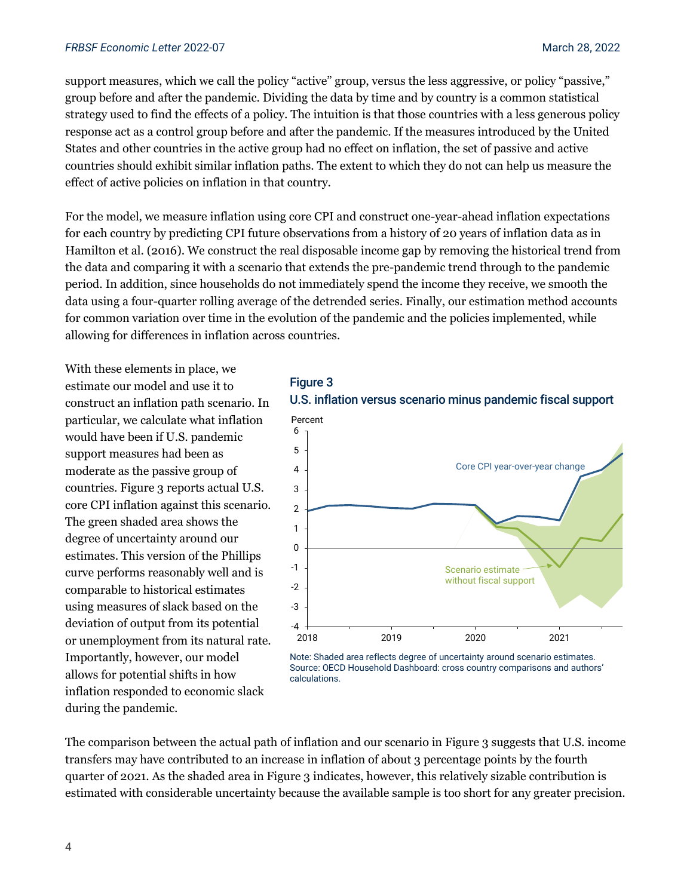support measures, which we call the policy "active" group, versus the less aggressive, or policy "passive," group before and after the pandemic. Dividing the data by time and by country is a common statistical strategy used to find the effects of a policy. The intuition is that those countries with a less generous policy response act as a control group before and after the pandemic. If the measures introduced by the United States and other countries in the active group had no effect on inflation, the set of passive and active countries should exhibit similar inflation paths. The extent to which they do not can help us measure the effect of active policies on inflation in that country.

For the model, we measure inflation using core CPI and construct one-year-ahead inflation expectations for each country by predicting CPI future observations from a history of 20 years of inflation data as in Hamilton et al. (2016). We construct the real disposable income gap by removing the historical trend from the data and comparing it with a scenario that extends the pre-pandemic trend through to the pandemic period. In addition, since households do not immediately spend the income they receive, we smooth the data using a four-quarter rolling average of the detrended series. Finally, our estimation method accounts for common variation over time in the evolution of the pandemic and the policies implemented, while allowing for differences in inflation across countries.

With these elements in place, we estimate our model and use it to construct an inflation path scenario. In particular, we calculate what inflation would have been if U.S. pandemic support measures had been as moderate as the passive group of countries. Figure 3 reports actual U.S. core CPI inflation against this scenario. The green shaded area shows the degree of uncertainty around our estimates. This version of the Phillips curve performs reasonably well and is comparable to historical estimates using measures of slack based on the deviation of output from its potential or unemployment from its natural rate. Importantly, however, our model allows for potential shifts in how inflation responded to economic slack during the pandemic.

**Figure 3**
**U.S. inflation versus scenario minus pandemic fiscal support**

Note: Shaded area reflects degree of uncertainty around scenario estimates.
Source: OECD Household Dashboard: cross country comparisons and authors' calculations.

The comparison between the actual path of inflation and our scenario in Figure 3 suggests that U.S. income transfers may have contributed to an increase in inflation of about 3 percentage points by the fourth quarter of 2021. As the shaded area in Figure 3 indicates, however, this relatively sizable contribution is estimated with considerable uncertainty because the available sample is too short for any greater precision.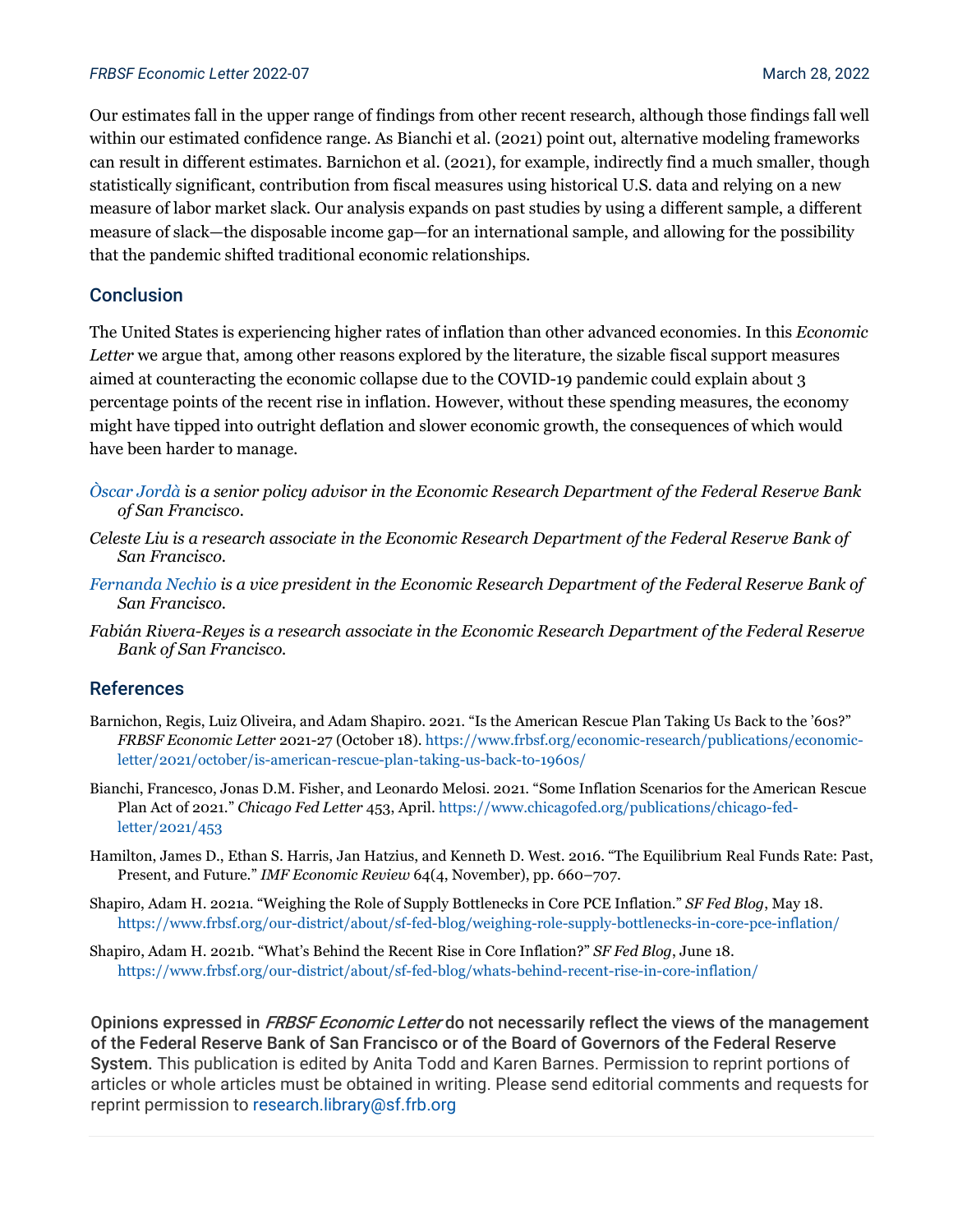Our estimates fall in the upper range of findings from other recent research, although those findings fall well within our estimated confidence range. As Bianchi et al. (2021) point out, alternative modeling frameworks can result in different estimates. Barnichon et al. (2021), for example, indirectly find a much smaller, though statistically significant, contribution from fiscal measures using historical U.S. data and relying on a new measure of labor market slack. Our analysis expands on past studies by using a different sample, a different measure of slack—the disposable income gap—for an international sample, and allowing for the possibility that the pandemic shifted traditional economic relationships.

## Conclusion

The United States is experiencing higher rates of inflation than other advanced economies. In this *Economic Letter* we argue that, among other reasons explored by the literature, the sizable fiscal support measures aimed at counteracting the economic collapse due to the COVID-19 pandemic could explain about 3 percentage points of the recent rise in inflation. However, without these spending measures, the economy might have tipped into outright deflation and slower economic growth, the consequences of which would have been harder to manage.

*Òscar Jordà is a senior policy advisor in the Economic Research Department of the Federal Reserve Bank of San Francisco.*

*Celeste Liu is a research associate in the Economic Research Department of the Federal Reserve Bank of San Francisco.*

*Fernanda Nechio is a vice president in the Economic Research Department of the Federal Reserve Bank of San Francisco.*

*Fabián Rivera-Reyes is a research associate in the Economic Research Department of the Federal Reserve Bank of San Francisco.*

## References

Barnichon, Regis, Luiz Oliveira, and Adam Shapiro. 2021. "Is the American Rescue Plan Taking Us Back to the '60s?" *FRBSF Economic Letter* 2021-27 (October 18). https://www.frbsf.org/economic-research/publications/economic-letter/2021/october/is-american-rescue-plan-taking-us-back-to-1960s/

Bianchi, Francesco, Jonas D.M. Fisher, and Leonardo Melosi. 2021. "Some Inflation Scenarios for the American Rescue Plan Act of 2021." *Chicago Fed Letter* 453, April. https://www.chicagofed.org/publications/chicago-fed-letter/2021/453

Hamilton, James D., Ethan S. Harris, Jan Hatzius, and Kenneth D. West. 2016. "The Equilibrium Real Funds Rate: Past, Present, and Future." *IMF Economic Review* 64(4, November), pp. 660–707.

Shapiro, Adam H. 2021a. "Weighing the Role of Supply Bottlenecks in Core PCE Inflation." *SF Fed Blog*, May 18. https://www.frbsf.org/our-district/about/sf-fed-blog/weighing-role-supply-bottlenecks-in-core-pce-inflation/

Shapiro, Adam H. 2021b. "What's Behind the Recent Rise in Core Inflation?" *SF Fed Blog*, June 18. https://www.frbsf.org/our-district/about/sf-fed-blog/whats-behind-recent-rise-in-core-inflation/

**Opinions expressed in *FRBSF Economic Letter* do not necessarily reflect the views of the management of the Federal Reserve Bank of San Francisco or of the Board of Governors of the Federal Reserve System.** This publication is edited by Anita Todd and Karen Barnes. Permission to reprint portions of articles or whole articles must be obtained in writing. Please send editorial comments and requests for reprint permission to research.library@sf.frb.org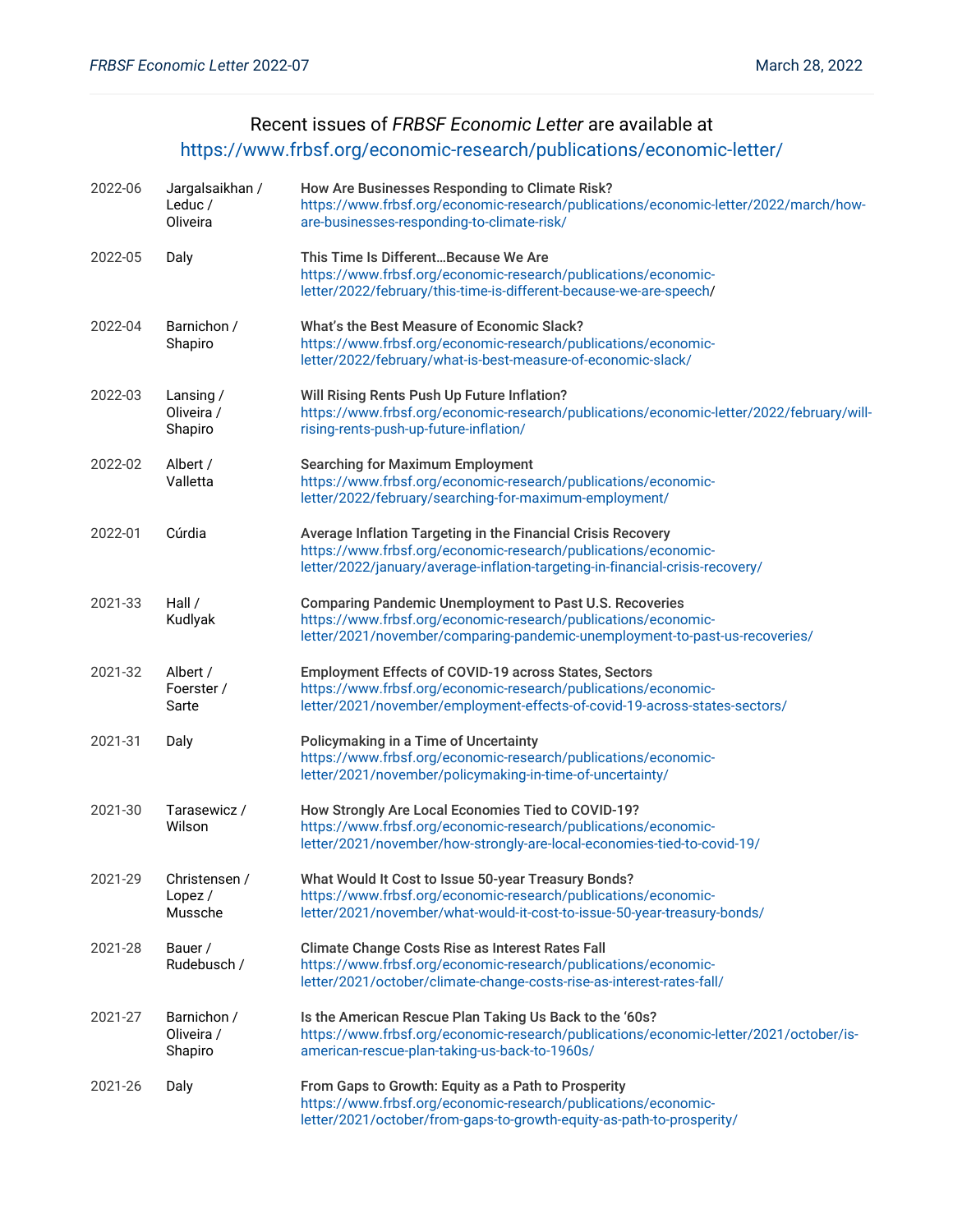Recent issues of *FRBSF Economic Letter* are available at
https://www.frbsf.org/economic-research/publications/economic-letter/

| | | |
|---|---|---|
| 2022-06 | Jargalsaikhan / Leduc / Oliveira | **How Are Businesses Responding to Climate Risk?** https://www.frbsf.org/economic-research/publications/economic-letter/2022/march/how-are-businesses-responding-to-climate-risk/ |
| 2022-05 | Daly | **This Time Is Different…Because We Are** https://www.frbsf.org/economic-research/publications/economic-letter/2022/february/this-time-is-different-because-we-are-speech/ |
| 2022-04 | Barnichon / Shapiro | **What's the Best Measure of Economic Slack?** https://www.frbsf.org/economic-research/publications/economic-letter/2022/february/what-is-best-measure-of-economic-slack/ |
| 2022-03 | Lansing / Oliveira / Shapiro | **Will Rising Rents Push Up Future Inflation?** https://www.frbsf.org/economic-research/publications/economic-letter/2022/february/will-rising-rents-push-up-future-inflation/ |
| 2022-02 | Albert / Valletta | **Searching for Maximum Employment** https://www.frbsf.org/economic-research/publications/economic-letter/2022/february/searching-for-maximum-employment/ |
| 2022-01 | Cúrdia | **Average Inflation Targeting in the Financial Crisis Recovery** https://www.frbsf.org/economic-research/publications/economic-letter/2022/january/average-inflation-targeting-in-financial-crisis-recovery/ |
| 2021-33 | Hall / Kudlyak | **Comparing Pandemic Unemployment to Past U.S. Recoveries** https://www.frbsf.org/economic-research/publications/economic-letter/2021/november/comparing-pandemic-unemployment-to-past-us-recoveries/ |
| 2021-32 | Albert / Foerster / Sarte | **Employment Effects of COVID-19 across States, Sectors** https://www.frbsf.org/economic-research/publications/economic-letter/2021/november/employment-effects-of-covid-19-across-states-sectors/ |
| 2021-31 | Daly | **Policymaking in a Time of Uncertainty** https://www.frbsf.org/economic-research/publications/economic-letter/2021/november/policymaking-in-time-of-uncertainty/ |
| 2021-30 | Tarasewicz / Wilson | **How Strongly Are Local Economies Tied to COVID-19?** https://www.frbsf.org/economic-research/publications/economic-letter/2021/november/how-strongly-are-local-economies-tied-to-covid-19/ |
| 2021-29 | Christensen / Lopez / Mussche | **What Would It Cost to Issue 50-year Treasury Bonds?** https://www.frbsf.org/economic-research/publications/economic-letter/2021/november/what-would-it-cost-to-issue-50-year-treasury-bonds/ |
| 2021-28 | Bauer / Rudebusch / | **Climate Change Costs Rise as Interest Rates Fall** https://www.frbsf.org/economic-research/publications/economic-letter/2021/october/climate-change-costs-rise-as-interest-rates-fall/ |
| 2021-27 | Barnichon / Oliveira / Shapiro | **Is the American Rescue Plan Taking Us Back to the '60s?** https://www.frbsf.org/economic-research/publications/economic-letter/2021/october/is-american-rescue-plan-taking-us-back-to-1960s/ |
| 2021-26 | Daly | **From Gaps to Growth: Equity as a Path to Prosperity** https://www.frbsf.org/economic-research/publications/economic-letter/2021/october/from-gaps-to-growth-equity-as-path-to-prosperity/ |